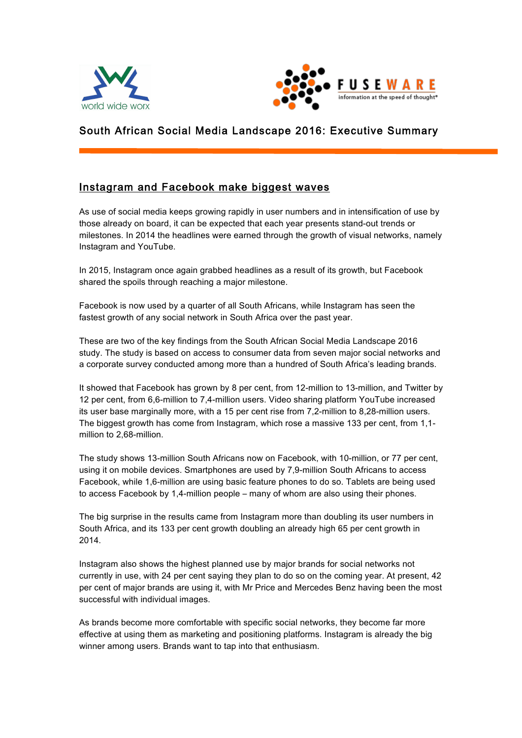world wide worx

FUSEWARE information at the speed of thought®

# South African Social Media Landscape 2016: Executive Summary

## Instagram and Facebook make biggest waves

As use of social media keeps growing rapidly in user numbers and in intensification of use by those already on board, it can be expected that each year presents stand-out trends or milestones. In 2014 the headlines were earned through the growth of visual networks, namely Instagram and YouTube.

In 2015, Instagram once again grabbed headlines as a result of its growth, but Facebook shared the spoils through reaching a major milestone.

Facebook is now used by a quarter of all South Africans, while Instagram has seen the fastest growth of any social network in South Africa over the past year.

These are two of the key findings from the South African Social Media Landscape 2016 study. The study is based on access to consumer data from seven major social networks and a corporate survey conducted among more than a hundred of South Africa's leading brands.

It showed that Facebook has grown by 8 per cent, from 12-million to 13-million, and Twitter by 12 per cent, from 6,6-million to 7,4-million users. Video sharing platform YouTube increased its user base marginally more, with a 15 per cent rise from 7,2-million to 8,28-million users. The biggest growth has come from Instagram, which rose a massive 133 per cent, from 1,1-million to 2,68-million.

The study shows 13-million South Africans now on Facebook, with 10-million, or 77 per cent, using it on mobile devices. Smartphones are used by 7,9-million South Africans to access Facebook, while 1,6-million are using basic feature phones to do so. Tablets are being used to access Facebook by 1,4-million people – many of whom are also using their phones.

The big surprise in the results came from Instagram more than doubling its user numbers in South Africa, and its 133 per cent growth doubling an already high 65 per cent growth in 2014.

Instagram also shows the highest planned use by major brands for social networks not currently in use, with 24 per cent saying they plan to do so on the coming year. At present, 42 per cent of major brands are using it, with Mr Price and Mercedes Benz having been the most successful with individual images.

As brands become more comfortable with specific social networks, they become far more effective at using them as marketing and positioning platforms. Instagram is already the big winner among users. Brands want to tap into that enthusiasm.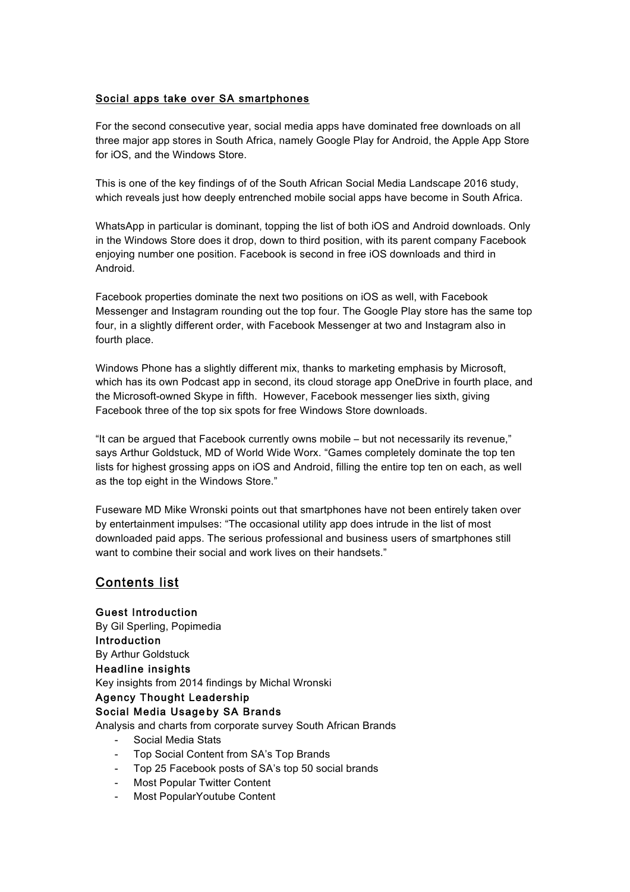## Social apps take over SA smartphones

For the second consecutive year, social media apps have dominated free downloads on all three major app stores in South Africa, namely Google Play for Android, the Apple App Store for iOS, and the Windows Store.

This is one of the key findings of of the South African Social Media Landscape 2016 study, which reveals just how deeply entrenched mobile social apps have become in South Africa.

WhatsApp in particular is dominant, topping the list of both iOS and Android downloads. Only in the Windows Store does it drop, down to third position, with its parent company Facebook enjoying number one position. Facebook is second in free iOS downloads and third in Android.

Facebook properties dominate the next two positions on iOS as well, with Facebook Messenger and Instagram rounding out the top four. The Google Play store has the same top four, in a slightly different order, with Facebook Messenger at two and Instagram also in fourth place.

Windows Phone has a slightly different mix, thanks to marketing emphasis by Microsoft, which has its own Podcast app in second, its cloud storage app OneDrive in fourth place, and the Microsoft-owned Skype in fifth. However, Facebook messenger lies sixth, giving Facebook three of the top six spots for free Windows Store downloads.

“It can be argued that Facebook currently owns mobile – but not necessarily its revenue,” says Arthur Goldstuck, MD of World Wide Worx. “Games completely dominate the top ten lists for highest grossing apps on iOS and Android, filling the entire top ten on each, as well as the top eight in the Windows Store.”

Fuseware MD Mike Wronski points out that smartphones have not been entirely taken over by entertainment impulses: “The occasional utility app does intrude in the list of most downloaded paid apps. The serious professional and business users of smartphones still want to combine their social and work lives on their handsets.”

## Contents list

**Guest Introduction**
By Gil Sperling, Popimedia
**Introduction**
By Arthur Goldstuck
**Headline insights**
Key insights from 2014 findings by Michal Wronski
**Agency Thought Leadership**
**Social Media Usageby SA Brands**
Analysis and charts from corporate survey South African Brands

- Social Media Stats
- Top Social Content from SA’s Top Brands
- Top 25 Facebook posts of SA’s top 50 social brands
- Most Popular Twitter Content
- Most PopularYoutube Content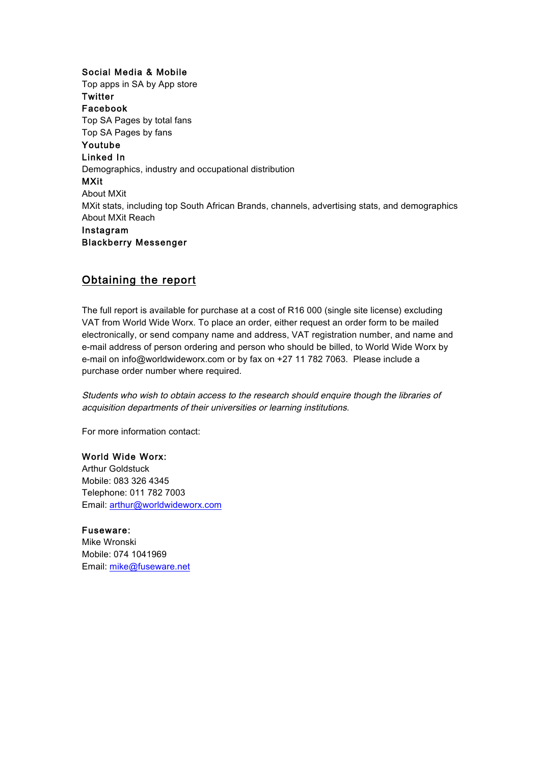**Social Media & Mobile**
Top apps in SA by App store
**Twitter**
**Facebook**
Top SA Pages by total fans
Top SA Pages by fans
**Youtube**
**Linked In**
Demographics, industry and occupational distribution
**MXit**
About MXit
MXit stats, including top South African Brands, channels, advertising stats, and demographics
About MXit Reach
**Instagram**
**Blackberry Messenger**

## Obtaining the report

The full report is available for purchase at a cost of R16 000 (single site license) excluding VAT from World Wide Worx. To place an order, either request an order form to be mailed electronically, or send company name and address, VAT registration number, and name and e-mail address of person ordering and person who should be billed, to World Wide Worx by e-mail on info@worldwideworx.com or by fax on +27 11 782 7063. Please include a purchase order number where required.

*Students who wish to obtain access to the research should enquire though the libraries of acquisition departments of their universities or learning institutions.*

For more information contact:

**World Wide Worx:**
Arthur Goldstuck
Mobile: 083 326 4345
Telephone: 011 782 7003
Email: arthur@worldwideworx.com

**Fuseware:**
Mike Wronski
Mobile: 074 1041969
Email: mike@fuseware.net